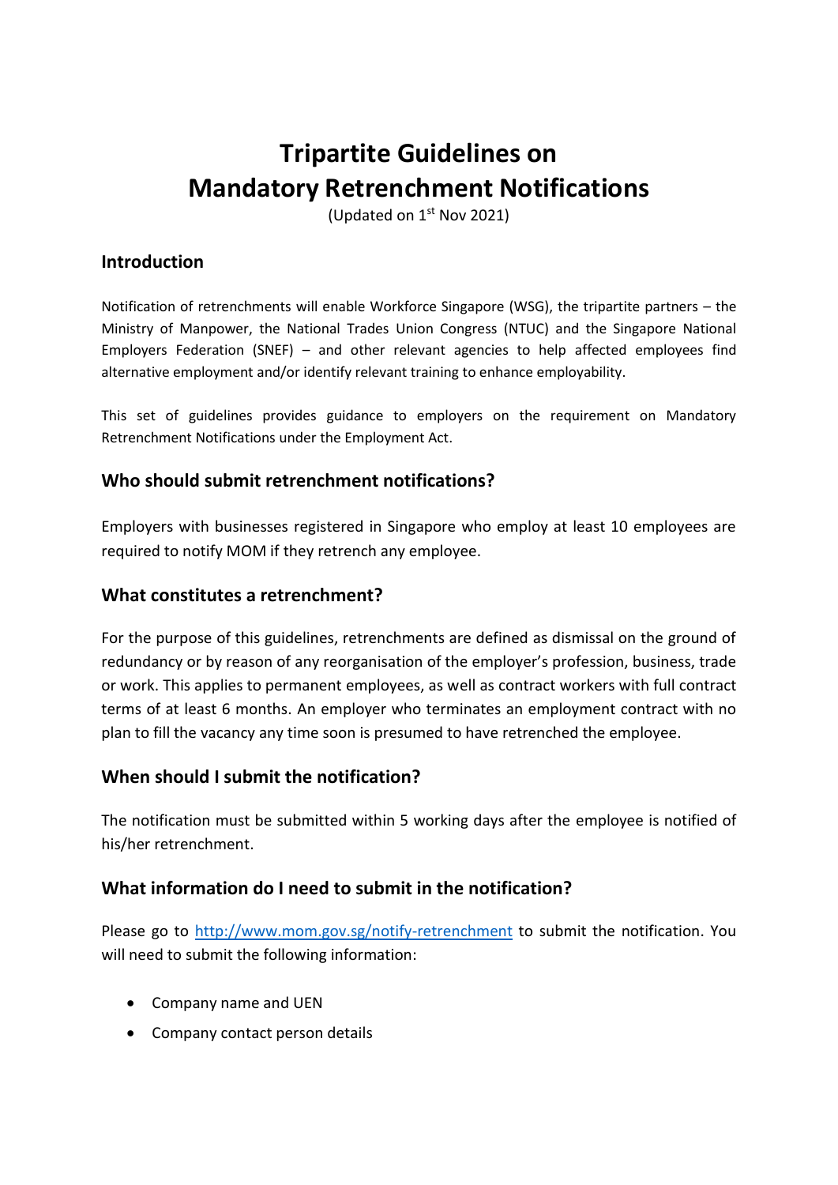# Tripartite Guidelines on Mandatory Retrenchment Notifications

(Updated on 1st Nov 2021)

## Introduction

Notification of retrenchments will enable Workforce Singapore (WSG), the tripartite partners – the Ministry of Manpower, the National Trades Union Congress (NTUC) and the Singapore National Employers Federation (SNEF) – and other relevant agencies to help affected employees find alternative employment and/or identify relevant training to enhance employability.

This set of guidelines provides guidance to employers on the requirement on Mandatory Retrenchment Notifications under the Employment Act.

## Who should submit retrenchment notifications?

Employers with businesses registered in Singapore who employ at least 10 employees are required to notify MOM if they retrench any employee.

## What constitutes a retrenchment?

For the purpose of this guidelines, retrenchments are defined as dismissal on the ground of redundancy or by reason of any reorganisation of the employer's profession, business, trade or work. This applies to permanent employees, as well as contract workers with full contract terms of at least 6 months. An employer who terminates an employment contract with no plan to fill the vacancy any time soon is presumed to have retrenched the employee.

## When should I submit the notification?

The notification must be submitted within 5 working days after the employee is notified of his/her retrenchment.

## What information do I need to submit in the notification?

Please go to [http://www.mom.gov.sg/notify-retrenchment](http://www.mom.gov.sg/notify-retrenchment) to submit the notification. You will need to submit the following information:

- Company name and UEN
- Company contact person details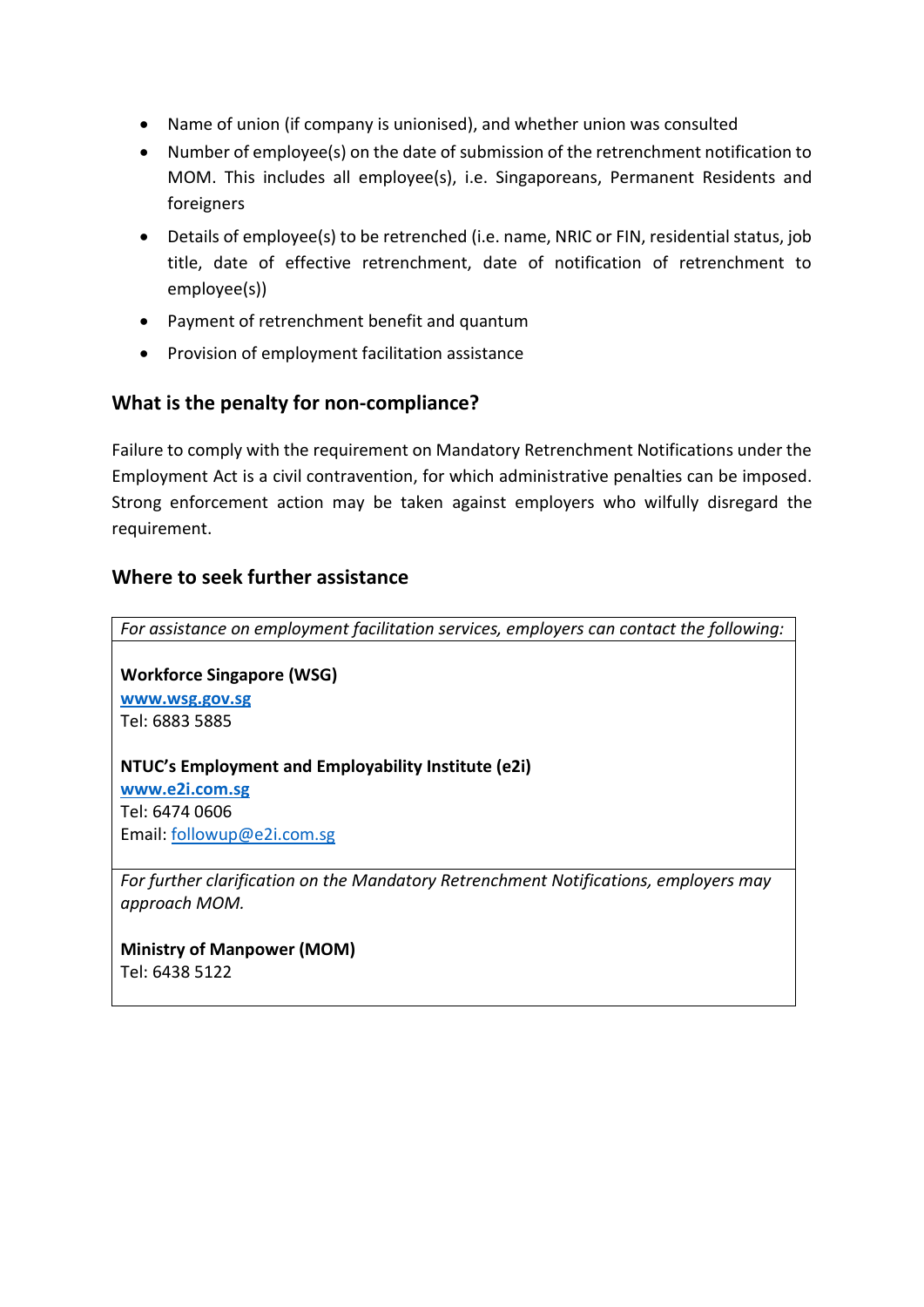- Name of union (if company is unionised), and whether union was consulted
- Number of employee(s) on the date of submission of the retrenchment notification to MOM. This includes all employee(s), i.e. Singaporeans, Permanent Residents and foreigners
- Details of employee(s) to be retrenched (i.e. name, NRIC or FIN, residential status, job title, date of effective retrenchment, date of notification of retrenchment to employee(s))
- Payment of retrenchment benefit and quantum
- Provision of employment facilitation assistance

## What is the penalty for non-compliance?

Failure to comply with the requirement on Mandatory Retrenchment Notifications under the Employment Act is a civil contravention, for which administrative penalties can be imposed. Strong enforcement action may be taken against employers who wilfully disregard the requirement.

## Where to seek further assistance

*For assistance on employment facilitation services, employers can contact the following:*

**Workforce Singapore (WSG)**
[www.wsg.gov.sg](www.wsg.gov.sg)
Tel: 6883 5885

**NTUC's Employment and Employability Institute (e2i)**
[www.e2i.com.sg](www.e2i.com.sg)
Tel: 6474 0606
Email: followup@e2i.com.sg

*For further clarification on the Mandatory Retrenchment Notifications, employers may approach MOM.*

**Ministry of Manpower (MOM)**
Tel: 6438 5122